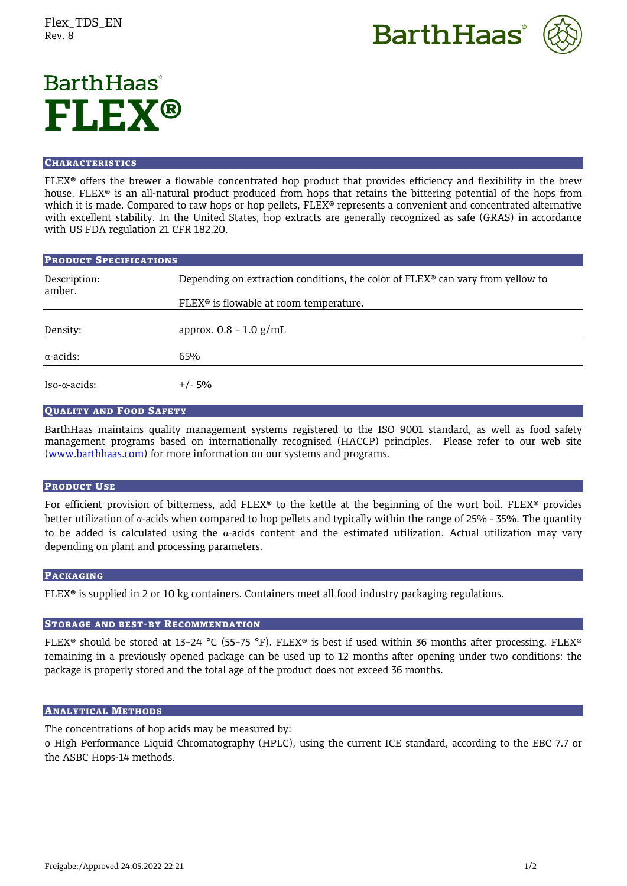# BarthHaas FLEX®

## Characteristics

FLEX® offers the brewer a flowable concentrated hop product that provides efficiency and flexibility in the brew house. FLEX® is an all-natural product produced from hops that retains the bittering potential of the hops from which it is made. Compared to raw hops or hop pellets, FLEX® represents a convenient and concentrated alternative with excellent stability. In the United States, hop extracts are generally recognized as safe (GRAS) in accordance with US FDA regulation 21 CFR 182.20.

## Product Specifications

| | |
|---|---|
| Description: | Depending on extraction conditions, the color of FLEX® can vary from yellow to amber. FLEX® is flowable at room temperature. |
| Density: | approx. 0.8 – 1.0 g/mL |
| α-acids: | 65% |
| Iso-α-acids: | +/- 5% |

## Quality and Food Safety

BarthHaas maintains quality management systems registered to the ISO 9001 standard, as well as food safety management programs based on internationally recognised (HACCP) principles. Please refer to our web site (www.barthhaas.com) for more information on our systems and programs.

## Product Use

For efficient provision of bitterness, add FLEX® to the kettle at the beginning of the wort boil. FLEX® provides better utilization of α-acids when compared to hop pellets and typically within the range of 25% - 35%. The quantity to be added is calculated using the α-acids content and the estimated utilization. Actual utilization may vary depending on plant and processing parameters.

## Packaging

FLEX® is supplied in 2 or 10 kg containers. Containers meet all food industry packaging regulations.

## Storage and best-by Recommendation

FLEX® should be stored at 13–24 °C (55–75 °F). FLEX® is best if used within 36 months after processing. FLEX® remaining in a previously opened package can be used up to 12 months after opening under two conditions: the package is properly stored and the total age of the product does not exceed 36 months.

## Analytical Methods

The concentrations of hop acids may be measured by:

- High Performance Liquid Chromatography (HPLC), using the current ICE standard, according to the EBC 7.7 or the ASBC Hops-14 methods.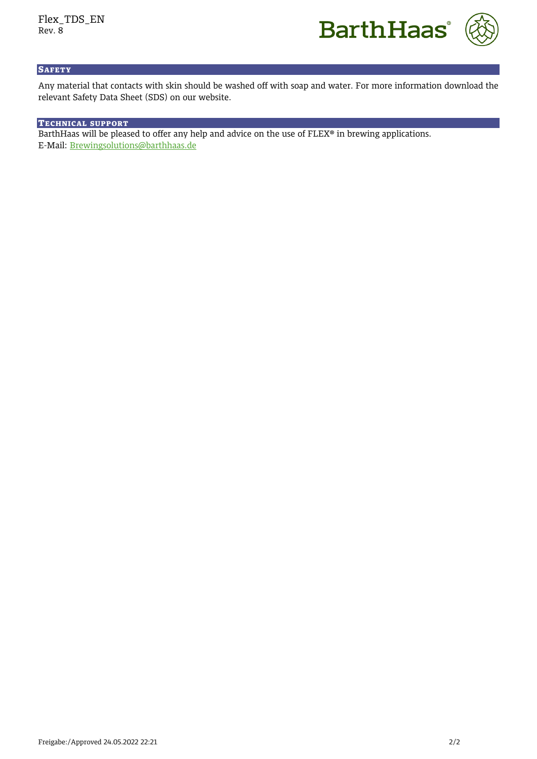## Safety

Any material that contacts with skin should be washed off with soap and water. For more information download the relevant Safety Data Sheet (SDS) on our website.

## Technical support

BarthHaas will be pleased to offer any help and advice on the use of FLEX® in brewing applications.
E-Mail: [Brewingsolutions@barthhaas.de](mailto:Brewingsolutions@barthhaas.de)

Freigabe:/Approved 24.05.2022 22:21